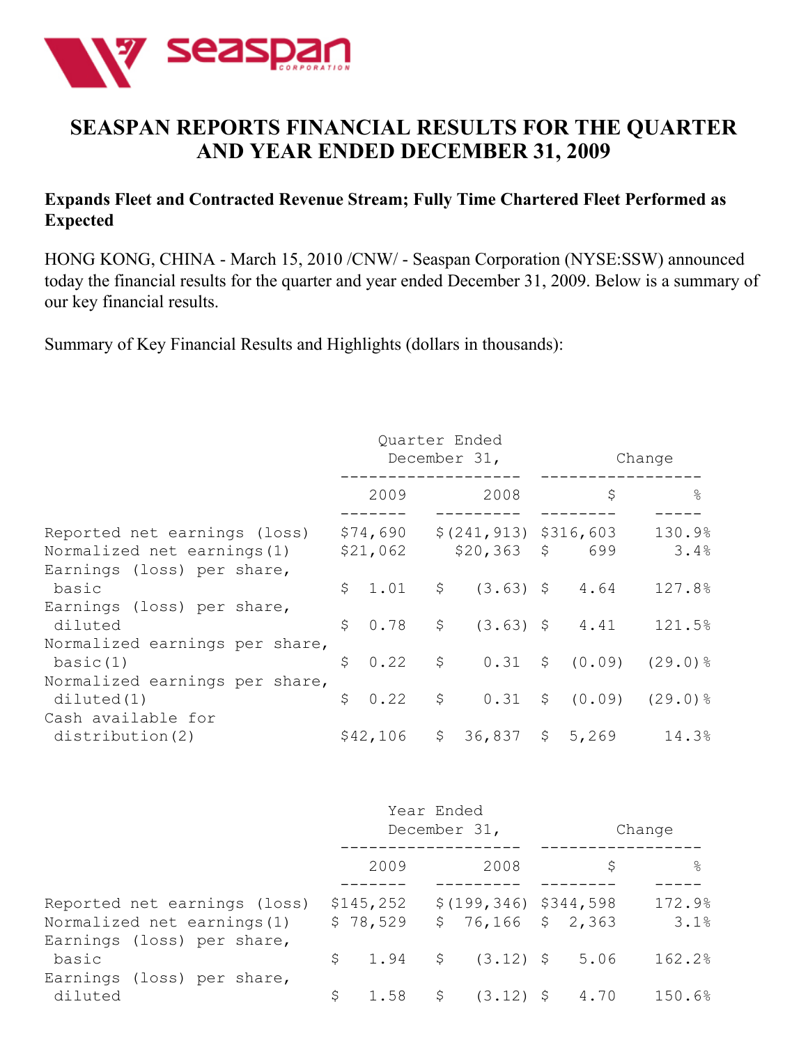# SEASPAN REPORTS FINANCIAL RESULTS FOR THE QUARTER AND YEAR ENDED DECEMBER 31, 2009

**Expands Fleet and Contracted Revenue Stream; Fully Time Chartered Fleet Performed as Expected**

HONG KONG, CHINA - March 15, 2010 /CNW/ - Seaspan Corporation (NYSE:SSW) announced today the financial results for the quarter and year ended December 31, 2009. Below is a summary of our key financial results.

Summary of Key Financial Results and Highlights (dollars in thousands):

| | Quarter Ended December 31, | | Change | |
|---|---|---|---|---|
| | 2009 | 2008 | $ | % |
| Reported net earnings (loss) | $74,690 | $(241,913) | $316,603 | 130.9% |
| Normalized net earnings(1) | $21,062 | $20,363 | $ 699 | 3.4% |
| Earnings (loss) per share, basic | $ 1.01 | $ (3.63) | $ 4.64 | 127.8% |
| Earnings (loss) per share, diluted | $ 0.78 | $ (3.63) | $ 4.41 | 121.5% |
| Normalized earnings per share, basic(1) | $ 0.22 | $ 0.31 | $ (0.09) | (29.0)% |
| Normalized earnings per share, diluted(1) | $ 0.22 | $ 0.31 | $ (0.09) | (29.0)% |
| Cash available for distribution(2) | $42,106 | $ 36,837 | $ 5,269 | 14.3% |

| | Year Ended December 31, | | Change | |
|---|---|---|---|---|
| | 2009 | 2008 | $ | % |
| Reported net earnings (loss) | $145,252 | $(199,346) | $344,598 | 172.9% |
| Normalized net earnings(1) | $ 78,529 | $ 76,166 | $ 2,363 | 3.1% |
| Earnings (loss) per share, basic | $ 1.94 | $ (3.12) | $ 5.06 | 162.2% |
| Earnings (loss) per share, diluted | $ 1.58 | $ (3.12) | $ 4.70 | 150.6% |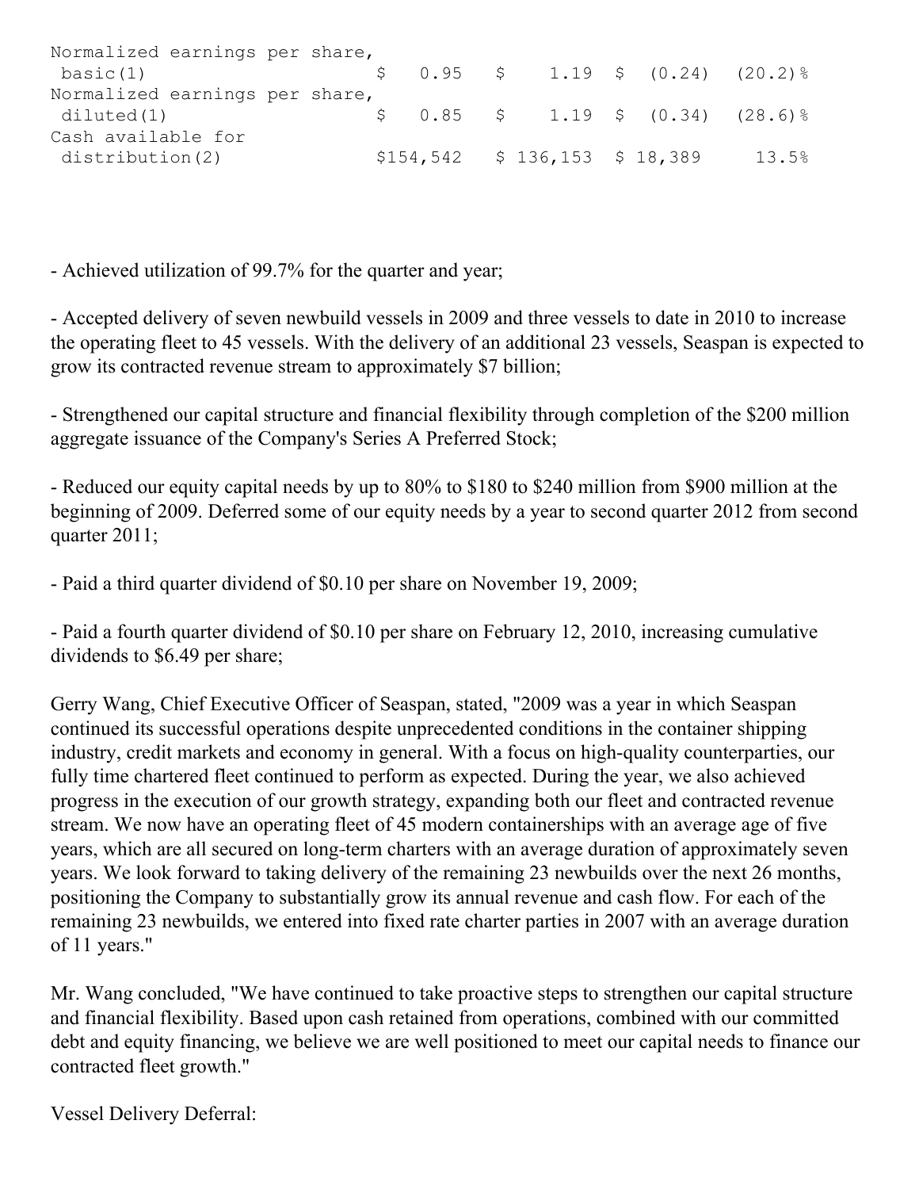| | | | | |
|---|---|---|---|---|
| Normalized earnings per share, basic(1) | $ 0.95 | $ 1.19 | $ (0.24) | (20.2)% |
| Normalized earnings per share, diluted(1) | $ 0.85 | $ 1.19 | $ (0.34) | (28.6)% |
| Cash available for distribution(2) | $154,542 | $ 136,153 | $ 18,389 | 13.5% |

- Achieved utilization of 99.7% for the quarter and year;

- Accepted delivery of seven newbuild vessels in 2009 and three vessels to date in 2010 to increase the operating fleet to 45 vessels. With the delivery of an additional 23 vessels, Seaspan is expected to grow its contracted revenue stream to approximately $7 billion;

- Strengthened our capital structure and financial flexibility through completion of the $200 million aggregate issuance of the Company's Series A Preferred Stock;

- Reduced our equity capital needs by up to 80% to $180 to $240 million from $900 million at the beginning of 2009. Deferred some of our equity needs by a year to second quarter 2012 from second quarter 2011;

- Paid a third quarter dividend of $0.10 per share on November 19, 2009;

- Paid a fourth quarter dividend of $0.10 per share on February 12, 2010, increasing cumulative dividends to $6.49 per share;

Gerry Wang, Chief Executive Officer of Seaspan, stated, "2009 was a year in which Seaspan continued its successful operations despite unprecedented conditions in the container shipping industry, credit markets and economy in general. With a focus on high-quality counterparties, our fully time chartered fleet continued to perform as expected. During the year, we also achieved progress in the execution of our growth strategy, expanding both our fleet and contracted revenue stream. We now have an operating fleet of 45 modern containerships with an average age of five years, which are all secured on long-term charters with an average duration of approximately seven years. We look forward to taking delivery of the remaining 23 newbuilds over the next 26 months, positioning the Company to substantially grow its annual revenue and cash flow. For each of the remaining 23 newbuilds, we entered into fixed rate charter parties in 2007 with an average duration of 11 years."

Mr. Wang concluded, "We have continued to take proactive steps to strengthen our capital structure and financial flexibility. Based upon cash retained from operations, combined with our committed debt and equity financing, we believe we are well positioned to meet our capital needs to finance our contracted fleet growth."

Vessel Delivery Deferral: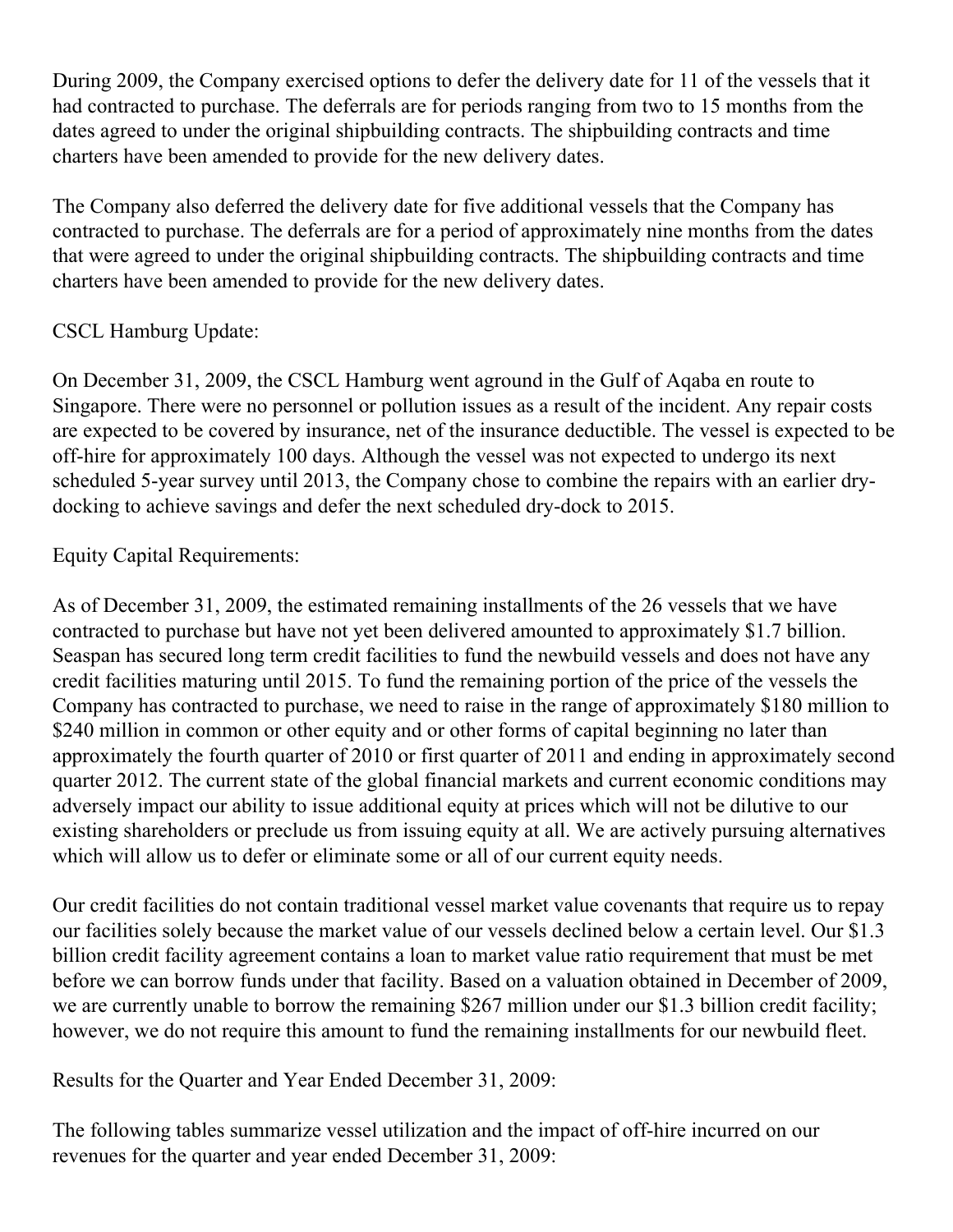During 2009, the Company exercised options to defer the delivery date for 11 of the vessels that it had contracted to purchase. The deferrals are for periods ranging from two to 15 months from the dates agreed to under the original shipbuilding contracts. The shipbuilding contracts and time charters have been amended to provide for the new delivery dates.

The Company also deferred the delivery date for five additional vessels that the Company has contracted to purchase. The deferrals are for a period of approximately nine months from the dates that were agreed to under the original shipbuilding contracts. The shipbuilding contracts and time charters have been amended to provide for the new delivery dates.

CSCL Hamburg Update:

On December 31, 2009, the CSCL Hamburg went aground in the Gulf of Aqaba en route to Singapore. There were no personnel or pollution issues as a result of the incident. Any repair costs are expected to be covered by insurance, net of the insurance deductible. The vessel is expected to be off-hire for approximately 100 days. Although the vessel was not expected to undergo its next scheduled 5-year survey until 2013, the Company chose to combine the repairs with an earlier dry-docking to achieve savings and defer the next scheduled dry-dock to 2015.

Equity Capital Requirements:

As of December 31, 2009, the estimated remaining installments of the 26 vessels that we have contracted to purchase but have not yet been delivered amounted to approximately $1.7 billion. Seaspan has secured long term credit facilities to fund the newbuild vessels and does not have any credit facilities maturing until 2015. To fund the remaining portion of the price of the vessels the Company has contracted to purchase, we need to raise in the range of approximately $180 million to $240 million in common or other equity and or other forms of capital beginning no later than approximately the fourth quarter of 2010 or first quarter of 2011 and ending in approximately second quarter 2012. The current state of the global financial markets and current economic conditions may adversely impact our ability to issue additional equity at prices which will not be dilutive to our existing shareholders or preclude us from issuing equity at all. We are actively pursuing alternatives which will allow us to defer or eliminate some or all of our current equity needs.

Our credit facilities do not contain traditional vessel market value covenants that require us to repay our facilities solely because the market value of our vessels declined below a certain level. Our $1.3 billion credit facility agreement contains a loan to market value ratio requirement that must be met before we can borrow funds under that facility. Based on a valuation obtained in December of 2009, we are currently unable to borrow the remaining $267 million under our $1.3 billion credit facility; however, we do not require this amount to fund the remaining installments for our newbuild fleet.

Results for the Quarter and Year Ended December 31, 2009:

The following tables summarize vessel utilization and the impact of off-hire incurred on our revenues for the quarter and year ended December 31, 2009: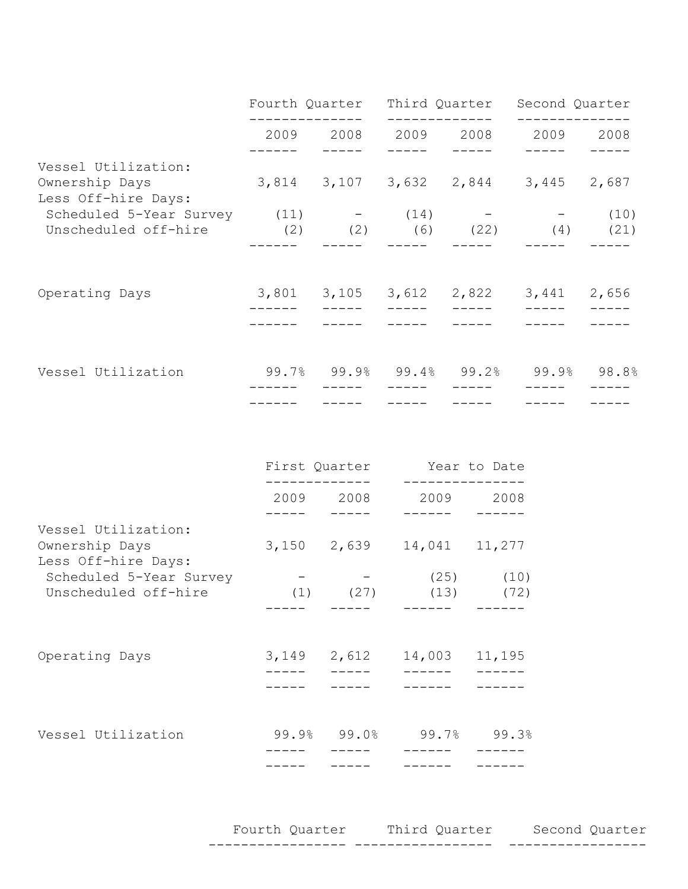| | Fourth Quarter | | Third Quarter | | Second Quarter | |
|---|---|---|---|---|---|---|
| | 2009 | 2008 | 2009 | 2008 | 2009 | 2008 |
| Vessel Utilization: | | | | | | |
| Ownership Days | 3,814 | 3,107 | 3,632 | 2,844 | 3,445 | 2,687 |
| Less Off-hire Days: | | | | | | |
| Scheduled 5-Year Survey | (11) | - | (14) | - | - | (10) |
| Unscheduled off-hire | (2) | (2) | (6) | (22) | (4) | (21) |
| Operating Days | 3,801 | 3,105 | 3,612 | 2,822 | 3,441 | 2,656 |
| Vessel Utilization | 99.7% | 99.9% | 99.4% | 99.2% | 99.9% | 98.8% |

| | First Quarter | | Year to Date | |
|---|---|---|---|---|
| | 2009 | 2008 | 2009 | 2008 |
| Vessel Utilization: | | | | |
| Ownership Days | 3,150 | 2,639 | 14,041 | 11,277 |
| Less Off-hire Days: | | | | |
| Scheduled 5-Year Survey | - | - | (25) | (10) |
| Unscheduled off-hire | (1) | (27) | (13) | (72) |
| Operating Days | 3,149 | 2,612 | 14,003 | 11,195 |
| Vessel Utilization | 99.9% | 99.0% | 99.7% | 99.3% |

| | Fourth Quarter | Third Quarter | Second Quarter |
|---|---|---|---|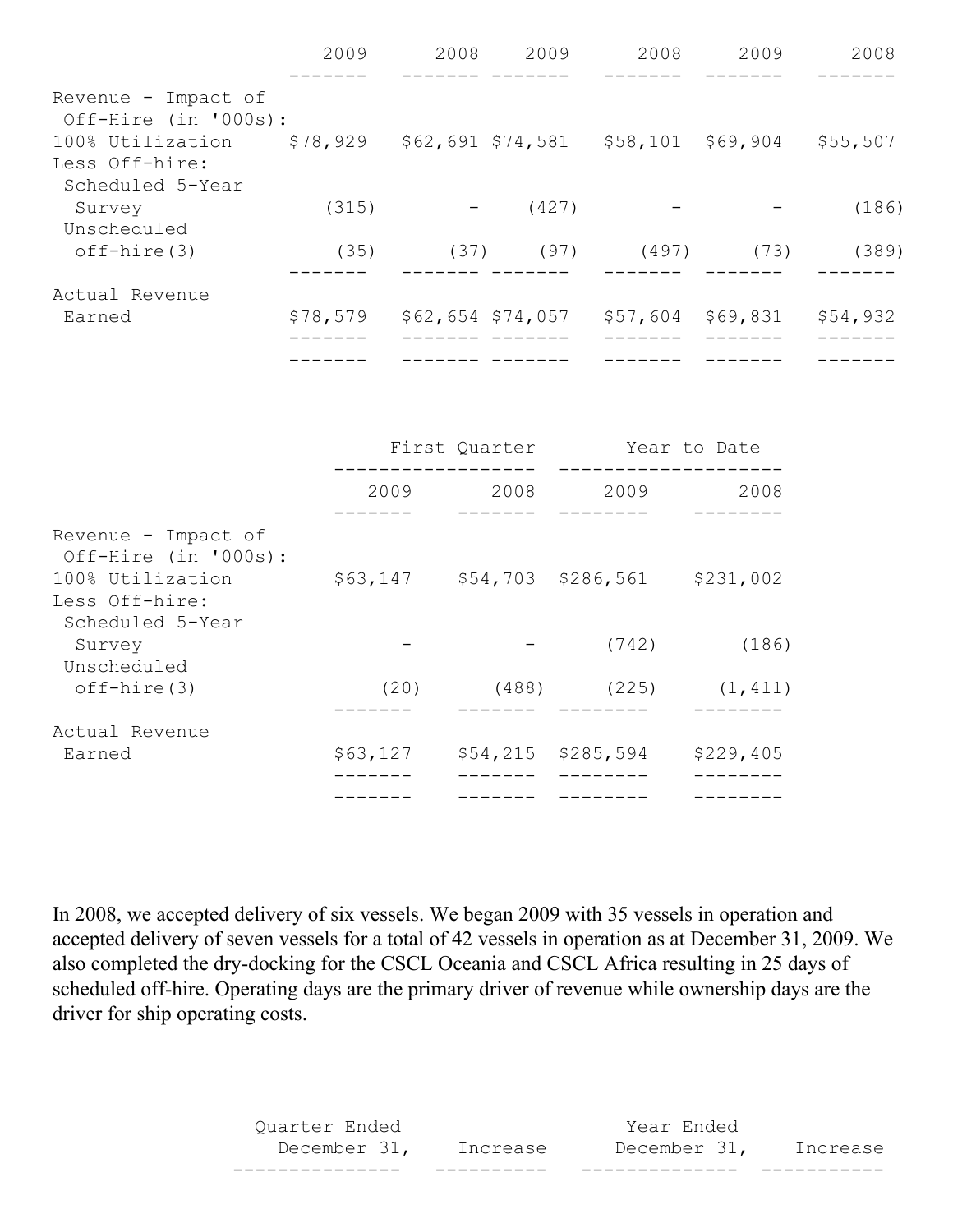| | 2009 | 2008 | 2009 | 2008 | 2009 | 2008 |
|---|---|---|---|---|---|---|
| Revenue - Impact of Off-Hire (in '000s): | | | | | | |
| 100% Utilization | $78,929 | $62,691 | $74,581 | $58,101 | $69,904 | $55,507 |
| Less Off-hire: | | | | | | |
| Scheduled 5-Year Survey | (315) | - | (427) | - | - | (186) |
| Unscheduled off-hire(3) | (35) | (37) | (97) | (497) | (73) | (389) |
| Actual Revenue Earned | $78,579 | $62,654 | $74,057 | $57,604 | $69,831 | $54,932 |

| | First Quarter | | Year to Date | |
|---|---|---|---|---|
| | 2009 | 2008 | 2009 | 2008 |
| Revenue - Impact of Off-Hire (in '000s): | | | | |
| 100% Utilization | $63,147 | $54,703 | $286,561 | $231,002 |
| Less Off-hire: | | | | |
| Scheduled 5-Year Survey | - | - | (742) | (186) |
| Unscheduled off-hire(3) | (20) | (488) | (225) | (1,411) |
| Actual Revenue Earned | $63,127 | $54,215 | $285,594 | $229,405 |

In 2008, we accepted delivery of six vessels. We began 2009 with 35 vessels in operation and accepted delivery of seven vessels for a total of 42 vessels in operation as at December 31, 2009. We also completed the dry-docking for the CSCL Oceania and CSCL Africa resulting in 25 days of scheduled off-hire. Operating days are the primary driver of revenue while ownership days are the driver for ship operating costs.

| Quarter Ended December 31, | Increase | Year Ended December 31, | Increase |
|---|---|---|---|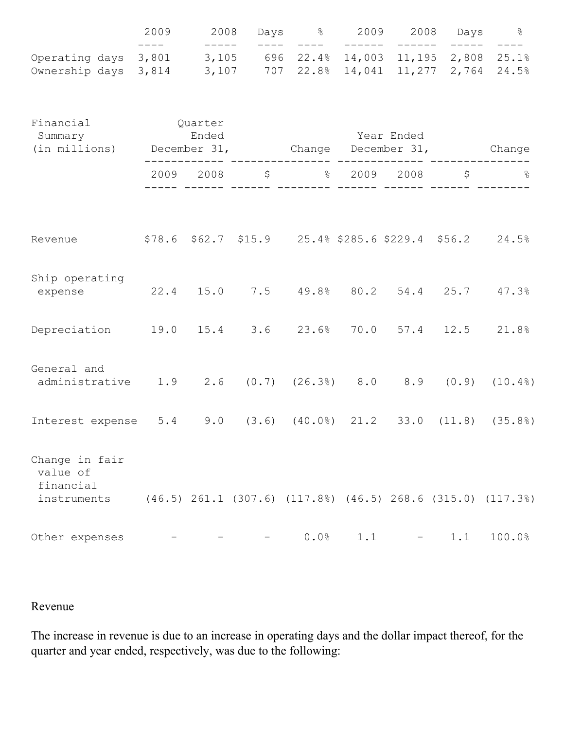|  | 2009 | 2008 | Days | % | 2009 | 2008 | Days | % |
|---|---|---|---|---|---|---|---|---|
| Operating days | 3,801 | 3,105 | 696 | 22.4% | 14,003 | 11,195 | 2,808 | 25.1% |
| Ownership days | 3,814 | 3,107 | 707 | 22.8% | 14,041 | 11,277 | 2,764 | 24.5% |

| Financial Summary (in millions) | Quarter Ended December 31, | | Change | | Year Ended December 31, | | Change | |
|---|---|---|---|---|---|---|---|---|
| | 2009 | 2008 | $ | % | 2009 | 2008 | $ | % |
| Revenue | $78.6 | $62.7 | $15.9 | 25.4% | $285.6 | $229.4 | $56.2 | 24.5% |
| Ship operating expense | 22.4 | 15.0 | 7.5 | 49.8% | 80.2 | 54.4 | 25.7 | 47.3% |
| Depreciation | 19.0 | 15.4 | 3.6 | 23.6% | 70.0 | 57.4 | 12.5 | 21.8% |
| General and administrative | 1.9 | 2.6 | (0.7) | (26.3%) | 8.0 | 8.9 | (0.9) | (10.4%) |
| Interest expense | 5.4 | 9.0 | (3.6) | (40.0%) | 21.2 | 33.0 | (11.8) | (35.8%) |
| Change in fair value of financial instruments | (46.5) | 261.1 | (307.6) | (117.8%) | (46.5) | 268.6 | (315.0) | (117.3%) |
| Other expenses | - | - | - | 0.0% | 1.1 | - | 1.1 | 100.0% |

Revenue

The increase in revenue is due to an increase in operating days and the dollar impact thereof, for the quarter and year ended, respectively, was due to the following: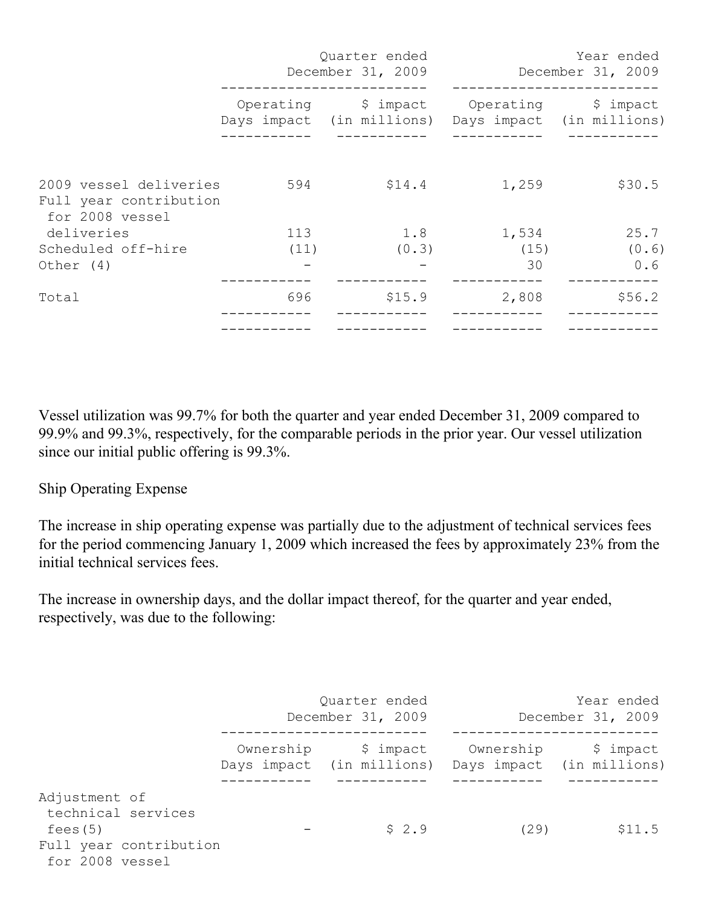| | Quarter ended December 31, 2009 | | Year ended December 31, 2009 | |
|---|---|---|---|---|
| | Operating Days impact | $ impact (in millions) | Operating Days impact | $ impact (in millions) |
| 2009 vessel deliveries | 594 | $14.4 | 1,259 | $30.5 |
| Full year contribution for 2008 vessel deliveries | 113 | 1.8 | 1,534 | 25.7 |
| Scheduled off-hire | (11) | (0.3) | (15) | (0.6) |
| Other (4) | - | - | 30 | 0.6 |
| Total | 696 | $15.9 | 2,808 | $56.2 |

Vessel utilization was 99.7% for both the quarter and year ended December 31, 2009 compared to 99.9% and 99.3%, respectively, for the comparable periods in the prior year. Our vessel utilization since our initial public offering is 99.3%.

Ship Operating Expense

The increase in ship operating expense was partially due to the adjustment of technical services fees for the period commencing January 1, 2009 which increased the fees by approximately 23% from the initial technical services fees.

The increase in ownership days, and the dollar impact thereof, for the quarter and year ended, respectively, was due to the following:

| | Quarter ended December 31, 2009 | | Year ended December 31, 2009 | |
|---|---|---|---|---|
| | Ownership Days impact | $ impact (in millions) | Ownership Days impact | $ impact (in millions) |
| Adjustment of technical services fees(5) | - | $ 2.9 | (29) | $11.5 |
| Full year contribution for 2008 vessel | | | | |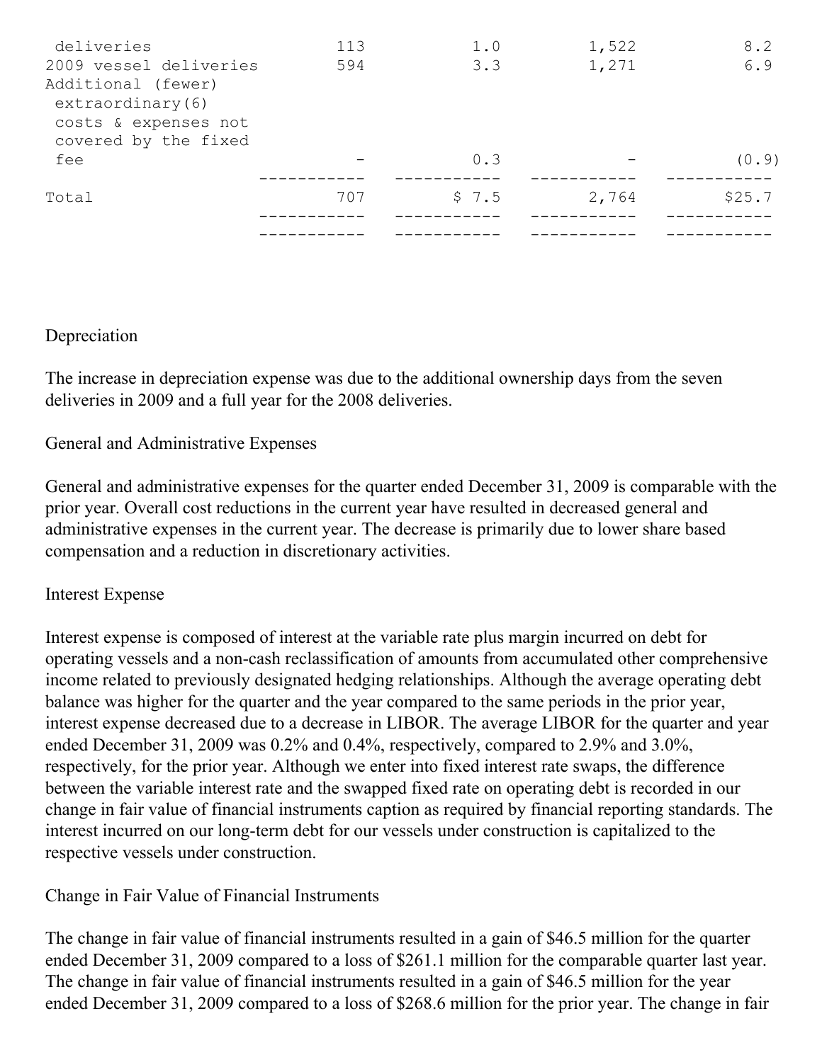| | | | | |
|---|---|---|---|---|
| deliveries | 113 | 1.0 | 1,522 | 8.2 |
| 2009 vessel deliveries | 594 | 3.3 | 1,271 | 6.9 |
| Additional (fewer) extraordinary(6) costs & expenses not covered by the fixed fee | - | 0.3 | - | (0.9) |
| Total | 707 | $ 7.5 | 2,764 | $25.7 |

Depreciation

The increase in depreciation expense was due to the additional ownership days from the seven deliveries in 2009 and a full year for the 2008 deliveries.

General and Administrative Expenses

General and administrative expenses for the quarter ended December 31, 2009 is comparable with the prior year. Overall cost reductions in the current year have resulted in decreased general and administrative expenses in the current year. The decrease is primarily due to lower share based compensation and a reduction in discretionary activities.

Interest Expense

Interest expense is composed of interest at the variable rate plus margin incurred on debt for operating vessels and a non-cash reclassification of amounts from accumulated other comprehensive income related to previously designated hedging relationships. Although the average operating debt balance was higher for the quarter and the year compared to the same periods in the prior year, interest expense decreased due to a decrease in LIBOR. The average LIBOR for the quarter and year ended December 31, 2009 was 0.2% and 0.4%, respectively, compared to 2.9% and 3.0%, respectively, for the prior year. Although we enter into fixed interest rate swaps, the difference between the variable interest rate and the swapped fixed rate on operating debt is recorded in our change in fair value of financial instruments caption as required by financial reporting standards. The interest incurred on our long-term debt for our vessels under construction is capitalized to the respective vessels under construction.

Change in Fair Value of Financial Instruments

The change in fair value of financial instruments resulted in a gain of $46.5 million for the quarter ended December 31, 2009 compared to a loss of $261.1 million for the comparable quarter last year. The change in fair value of financial instruments resulted in a gain of $46.5 million for the year ended December 31, 2009 compared to a loss of $268.6 million for the prior year. The change in fair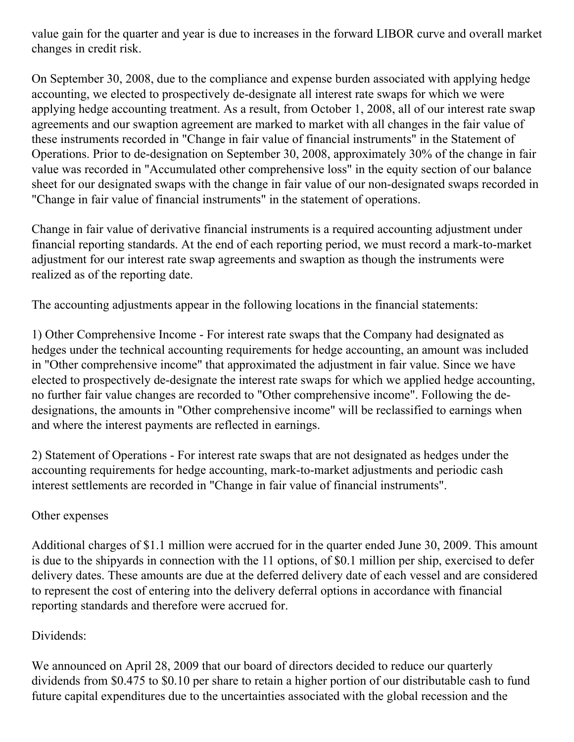value gain for the quarter and year is due to increases in the forward LIBOR curve and overall market changes in credit risk.

On September 30, 2008, due to the compliance and expense burden associated with applying hedge accounting, we elected to prospectively de-designate all interest rate swaps for which we were applying hedge accounting treatment. As a result, from October 1, 2008, all of our interest rate swap agreements and our swaption agreement are marked to market with all changes in the fair value of these instruments recorded in "Change in fair value of financial instruments" in the Statement of Operations. Prior to de-designation on September 30, 2008, approximately 30% of the change in fair value was recorded in "Accumulated other comprehensive loss" in the equity section of our balance sheet for our designated swaps with the change in fair value of our non-designated swaps recorded in "Change in fair value of financial instruments" in the statement of operations.

Change in fair value of derivative financial instruments is a required accounting adjustment under financial reporting standards. At the end of each reporting period, we must record a mark-to-market adjustment for our interest rate swap agreements and swaption as though the instruments were realized as of the reporting date.

The accounting adjustments appear in the following locations in the financial statements:

1) Other Comprehensive Income - For interest rate swaps that the Company had designated as hedges under the technical accounting requirements for hedge accounting, an amount was included in "Other comprehensive income" that approximated the adjustment in fair value. Since we have elected to prospectively de-designate the interest rate swaps for which we applied hedge accounting, no further fair value changes are recorded to "Other comprehensive income". Following the de-designations, the amounts in "Other comprehensive income" will be reclassified to earnings when and where the interest payments are reflected in earnings.

2) Statement of Operations - For interest rate swaps that are not designated as hedges under the accounting requirements for hedge accounting, mark-to-market adjustments and periodic cash interest settlements are recorded in "Change in fair value of financial instruments".

Other expenses

Additional charges of $1.1 million were accrued for in the quarter ended June 30, 2009. This amount is due to the shipyards in connection with the 11 options, of $0.1 million per ship, exercised to defer delivery dates. These amounts are due at the deferred delivery date of each vessel and are considered to represent the cost of entering into the delivery deferral options in accordance with financial reporting standards and therefore were accrued for.

Dividends:

We announced on April 28, 2009 that our board of directors decided to reduce our quarterly dividends from $0.475 to $0.10 per share to retain a higher portion of our distributable cash to fund future capital expenditures due to the uncertainties associated with the global recession and the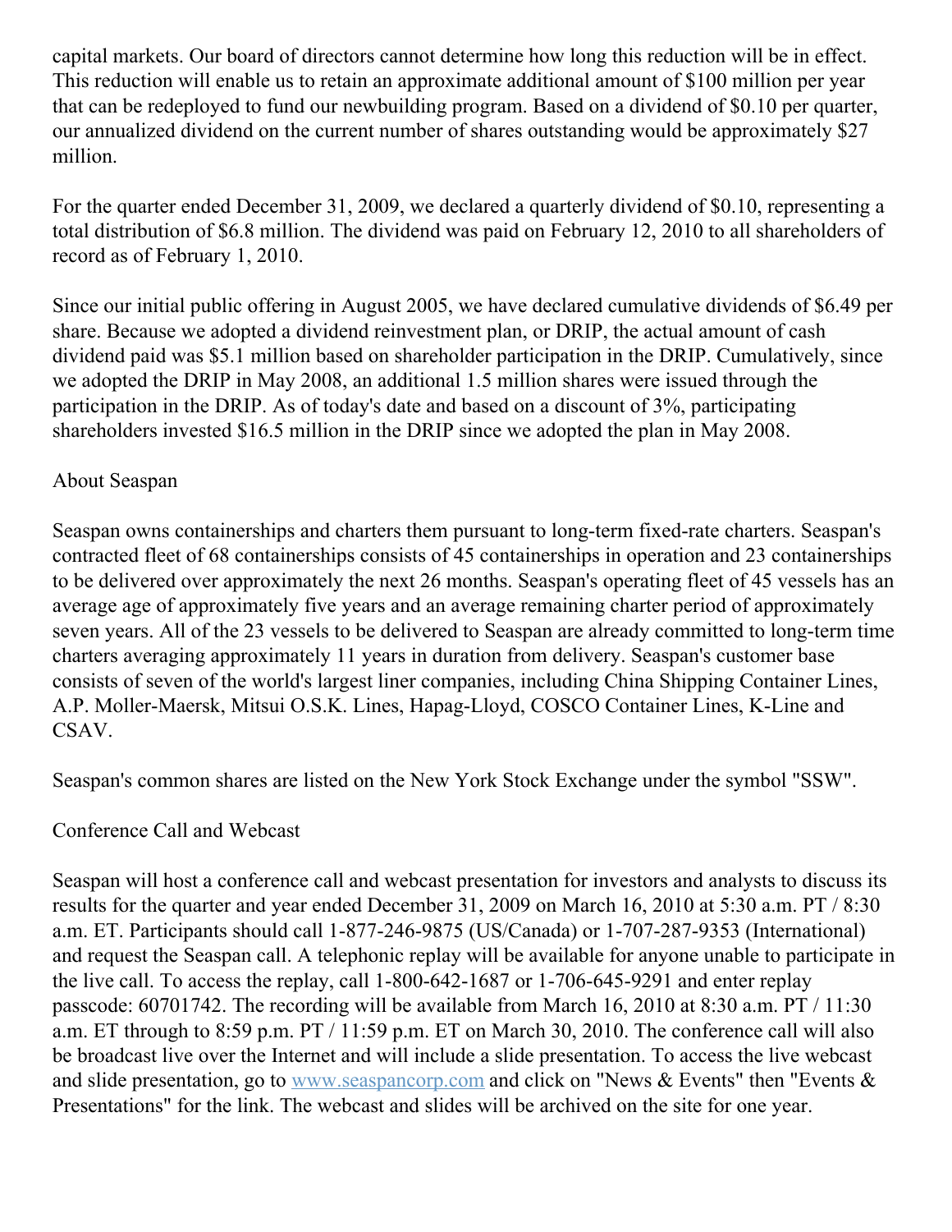capital markets. Our board of directors cannot determine how long this reduction will be in effect. This reduction will enable us to retain an approximate additional amount of $100 million per year that can be redeployed to fund our newbuilding program. Based on a dividend of $0.10 per quarter, our annualized dividend on the current number of shares outstanding would be approximately $27 million.

For the quarter ended December 31, 2009, we declared a quarterly dividend of $0.10, representing a total distribution of $6.8 million. The dividend was paid on February 12, 2010 to all shareholders of record as of February 1, 2010.

Since our initial public offering in August 2005, we have declared cumulative dividends of $6.49 per share. Because we adopted a dividend reinvestment plan, or DRIP, the actual amount of cash dividend paid was $5.1 million based on shareholder participation in the DRIP. Cumulatively, since we adopted the DRIP in May 2008, an additional 1.5 million shares were issued through the participation in the DRIP. As of today's date and based on a discount of 3%, participating shareholders invested $16.5 million in the DRIP since we adopted the plan in May 2008.

## About Seaspan

Seaspan owns containerships and charters them pursuant to long-term fixed-rate charters. Seaspan's contracted fleet of 68 containerships consists of 45 containerships in operation and 23 containerships to be delivered over approximately the next 26 months. Seaspan's operating fleet of 45 vessels has an average age of approximately five years and an average remaining charter period of approximately seven years. All of the 23 vessels to be delivered to Seaspan are already committed to long-term time charters averaging approximately 11 years in duration from delivery. Seaspan's customer base consists of seven of the world's largest liner companies, including China Shipping Container Lines, A.P. Moller-Maersk, Mitsui O.S.K. Lines, Hapag-Lloyd, COSCO Container Lines, K-Line and CSAV.

Seaspan's common shares are listed on the New York Stock Exchange under the symbol "SSW".

## Conference Call and Webcast

Seaspan will host a conference call and webcast presentation for investors and analysts to discuss its results for the quarter and year ended December 31, 2009 on March 16, 2010 at 5:30 a.m. PT / 8:30 a.m. ET. Participants should call 1-877-246-9875 (US/Canada) or 1-707-287-9353 (International) and request the Seaspan call. A telephonic replay will be available for anyone unable to participate in the live call. To access the replay, call 1-800-642-1687 or 1-706-645-9291 and enter replay passcode: 60701742. The recording will be available from March 16, 2010 at 8:30 a.m. PT / 11:30 a.m. ET through to 8:59 p.m. PT / 11:59 p.m. ET on March 30, 2010. The conference call will also be broadcast live over the Internet and will include a slide presentation. To access the live webcast and slide presentation, go to www.seaspancorp.com and click on "News & Events" then "Events & Presentations" for the link. The webcast and slides will be archived on the site for one year.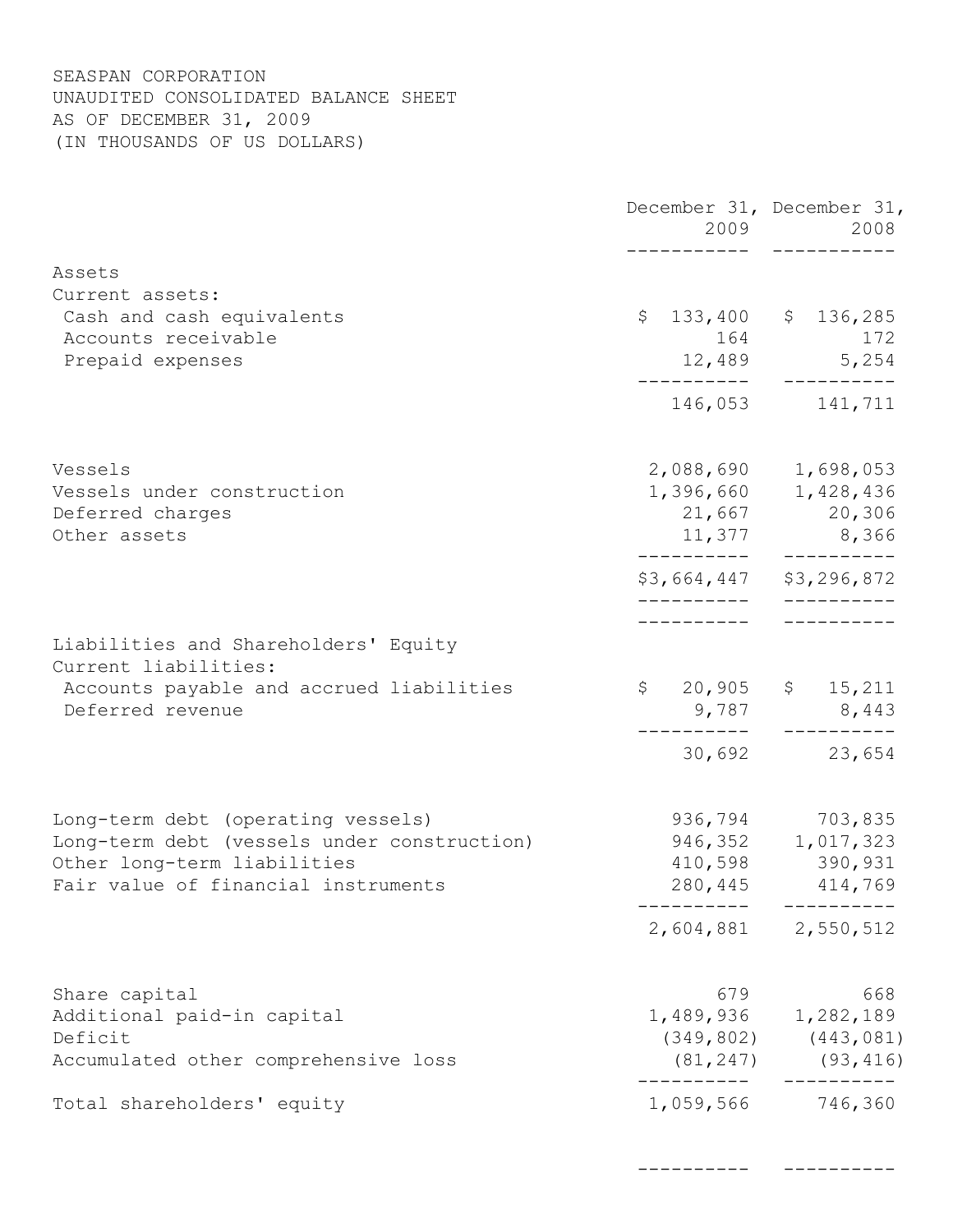SEASPAN CORPORATION
UNAUDITED CONSOLIDATED BALANCE SHEET
AS OF DECEMBER 31, 2009
(IN THOUSANDS OF US DOLLARS)

| | December 31, 2009 | December 31, 2008 |
|---|---|---|
| Assets | | |
| Current assets: | | |
| Cash and cash equivalents | $ 133,400 | $ 136,285 |
| Accounts receivable | 164 | 172 |
| Prepaid expenses | 12,489 | 5,254 |
| | 146,053 | 141,711 |
| Vessels | 2,088,690 | 1,698,053 |
| Vessels under construction | 1,396,660 | 1,428,436 |
| Deferred charges | 21,667 | 20,306 |
| Other assets | 11,377 | 8,366 |
| | $3,664,447 | $3,296,872 |
| Liabilities and Shareholders' Equity | | |
| Current liabilities: | | |
| Accounts payable and accrued liabilities | $ 20,905 | $ 15,211 |
| Deferred revenue | 9,787 | 8,443 |
| | 30,692 | 23,654 |
| Long-term debt (operating vessels) | 936,794 | 703,835 |
| Long-term debt (vessels under construction) | 946,352 | 1,017,323 |
| Other long-term liabilities | 410,598 | 390,931 |
| Fair value of financial instruments | 280,445 | 414,769 |
| | 2,604,881 | 2,550,512 |
| Share capital | 679 | 668 |
| Additional paid-in capital | 1,489,936 | 1,282,189 |
| Deficit | (349,802) | (443,081) |
| Accumulated other comprehensive loss | (81,247) | (93,416) |
| Total shareholders' equity | 1,059,566 | 746,360 |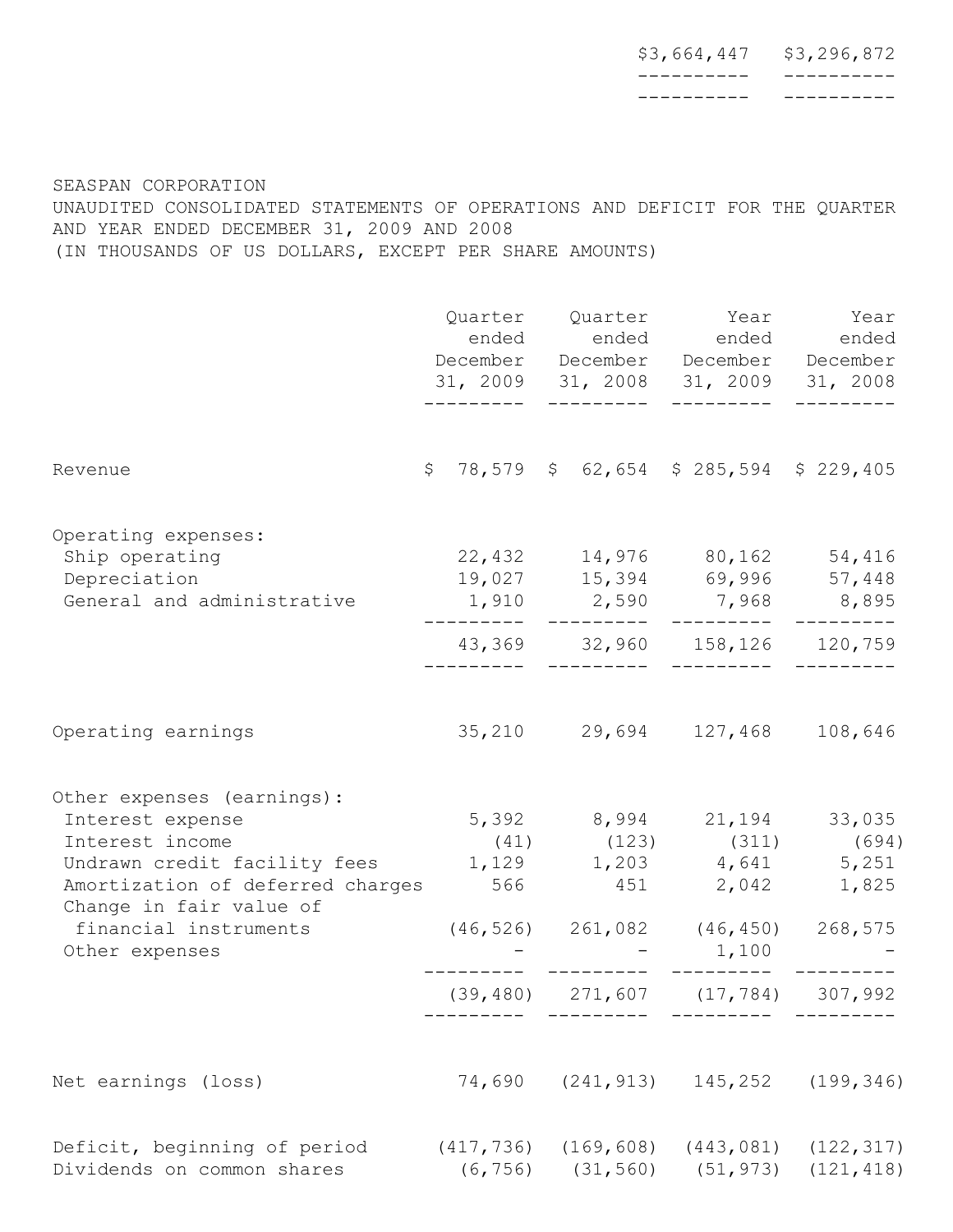| | | |
|---|---|---|
| | $3,664,447 | $3,296,872 |

SEASPAN CORPORATION
UNAUDITED CONSOLIDATED STATEMENTS OF OPERATIONS AND DEFICIT FOR THE QUARTER AND YEAR ENDED DECEMBER 31, 2009 AND 2008
(IN THOUSANDS OF US DOLLARS, EXCEPT PER SHARE AMOUNTS)

| | Quarter ended December 31, 2009 | Quarter ended December 31, 2008 | Year ended December 31, 2009 | Year ended December 31, 2008 |
|---|---|---|---|---|
| Revenue | $ 78,579 | $ 62,654 | $ 285,594 | $ 229,405 |
| Operating expenses: | | | | |
| Ship operating | 22,432 | 14,976 | 80,162 | 54,416 |
| Depreciation | 19,027 | 15,394 | 69,996 | 57,448 |
| General and administrative | 1,910 | 2,590 | 7,968 | 8,895 |
| | 43,369 | 32,960 | 158,126 | 120,759 |
| Operating earnings | 35,210 | 29,694 | 127,468 | 108,646 |
| Other expenses (earnings): | | | | |
| Interest expense | 5,392 | 8,994 | 21,194 | 33,035 |
| Interest income | (41) | (123) | (311) | (694) |
| Undrawn credit facility fees | 1,129 | 1,203 | 4,641 | 5,251 |
| Amortization of deferred charges | 566 | 451 | 2,042 | 1,825 |
| Change in fair value of financial instruments | (46,526) | 261,082 | (46,450) | 268,575 |
| Other expenses | - | - | 1,100 | - |
| | (39,480) | 271,607 | (17,784) | 307,992 |
| Net earnings (loss) | 74,690 | (241,913) | 145,252 | (199,346) |
| Deficit, beginning of period | (417,736) | (169,608) | (443,081) | (122,317) |
| Dividends on common shares | (6,756) | (31,560) | (51,973) | (121,418) |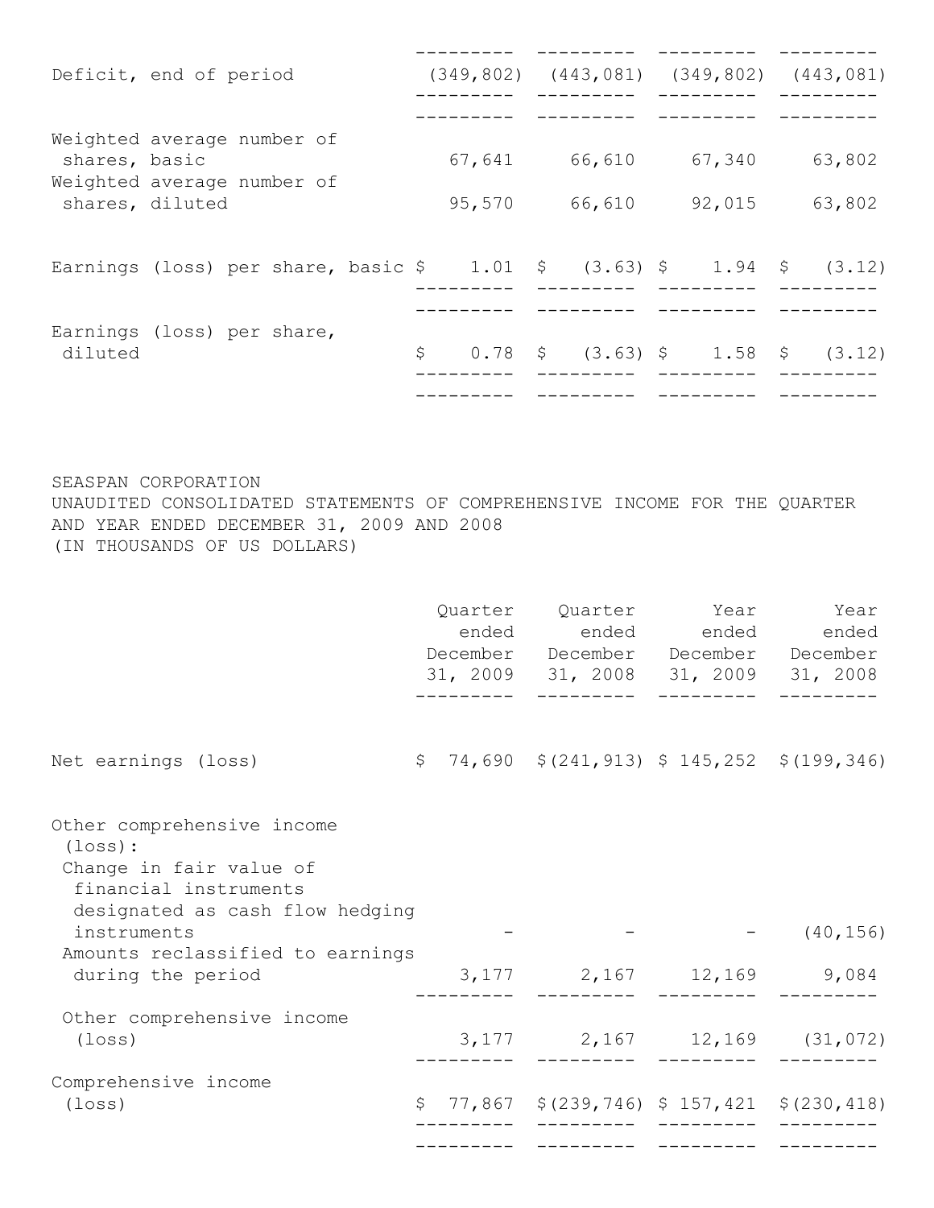| | | | | |
|---|---|---|---|---|
| Deficit, end of period | (349,802) | (443,081) | (349,802) | (443,081) |
| Weighted average number of shares, basic | 67,641 | 66,610 | 67,340 | 63,802 |
| Weighted average number of shares, diluted | 95,570 | 66,610 | 92,015 | 63,802 |
| Earnings (loss) per share, basic | $ 1.01 | $ (3.63) | $ 1.94 | $ (3.12) |
| Earnings (loss) per share, diluted | $ 0.78 | $ (3.63) | $ 1.58 | $ (3.12) |

SEASPAN CORPORATION
UNAUDITED CONSOLIDATED STATEMENTS OF COMPREHENSIVE INCOME FOR THE QUARTER AND YEAR ENDED DECEMBER 31, 2009 AND 2008
(IN THOUSANDS OF US DOLLARS)

| | Quarter ended December 31, 2009 | Quarter ended December 31, 2008 | Year ended December 31, 2009 | Year ended December 31, 2008 |
|---|---|---|---|---|
| Net earnings (loss) | $ 74,690 | $(241,913) | $ 145,252 | $(199,346) |
| Other comprehensive income (loss): | | | | |
| Change in fair value of financial instruments designated as cash flow hedging instruments | - | - | - | (40,156) |
| Amounts reclassified to earnings during the period | 3,177 | 2,167 | 12,169 | 9,084 |
| Other comprehensive income (loss) | 3,177 | 2,167 | 12,169 | (31,072) |
| Comprehensive income (loss) | $ 77,867 | $(239,746) | $ 157,421 | $(230,418) |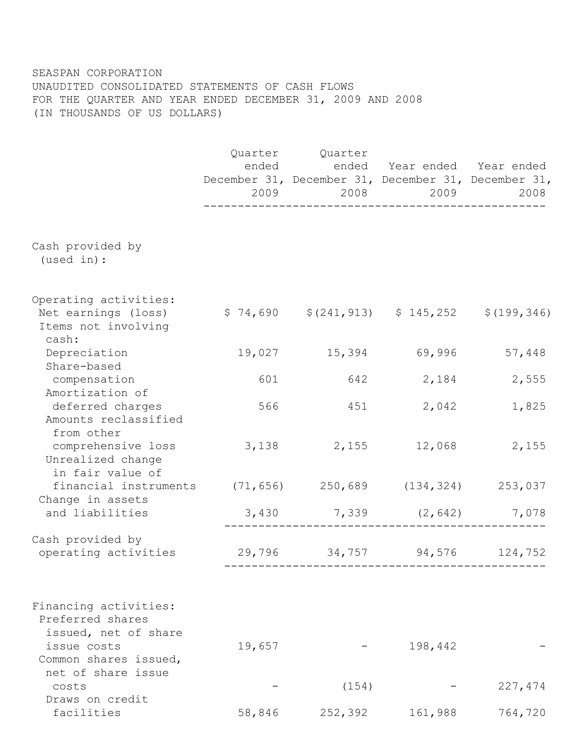SEASPAN CORPORATION
UNAUDITED CONSOLIDATED STATEMENTS OF CASH FLOWS
FOR THE QUARTER AND YEAR ENDED DECEMBER 31, 2009 AND 2008
(IN THOUSANDS OF US DOLLARS)

| | Quarter ended December 31, 2009 | Quarter ended December 31, 2008 | Year ended December 31, 2009 | Year ended December 31, 2008 |
|---|---|---|---|---|
| Cash provided by (used in): | | | | |
| Operating activities: | | | | |
| Net earnings (loss) | $ 74,690 | $(241,913) | $ 145,252 | $(199,346) |
| Items not involving cash: | | | | |
| Depreciation | 19,027 | 15,394 | 69,996 | 57,448 |
| Share-based compensation | 601 | 642 | 2,184 | 2,555 |
| Amortization of deferred charges | 566 | 451 | 2,042 | 1,825 |
| Amounts reclassified from other comprehensive loss | 3,138 | 2,155 | 12,068 | 2,155 |
| Unrealized change in fair value of financial instruments | (71,656) | 250,689 | (134,324) | 253,037 |
| Change in assets and liabilities | 3,430 | 7,339 | (2,642) | 7,078 |
| Cash provided by operating activities | 29,796 | 34,757 | 94,576 | 124,752 |
| Financing activities: | | | | |
| Preferred shares issued, net of share issue costs | 19,657 | - | 198,442 | - |
| Common shares issued, net of share issue costs | - | (154) | - | 227,474 |
| Draws on credit facilities | 58,846 | 252,392 | 161,988 | 764,720 |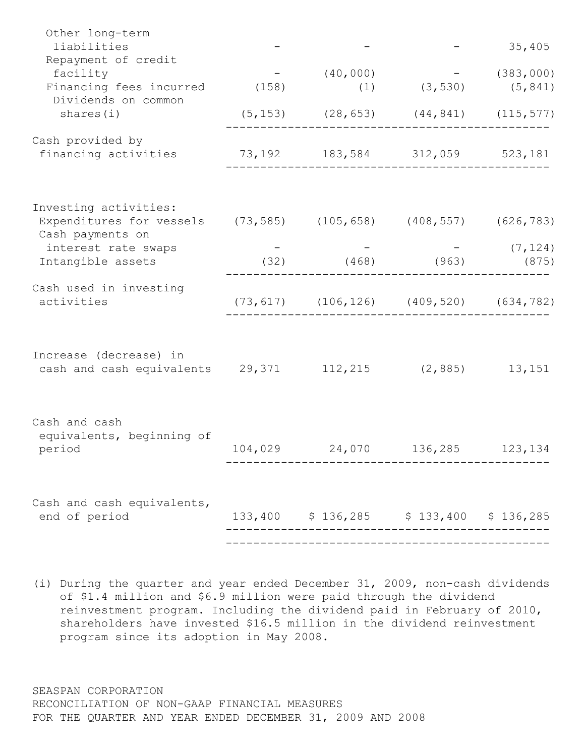| | | | | |
|---|---|---|---|---|
| Other long-term liabilities | - | - | - | 35,405 |
| Repayment of credit facility | - | (40,000) | - | (383,000) |
| Financing fees incurred | (158) | (1) | (3,530) | (5,841) |
| Dividends on common shares(i) | (5,153) | (28,653) | (44,841) | (115,577) |
| Cash provided by financing activities | 73,192 | 183,584 | 312,059 | 523,181 |
| Investing activities: | | | | |
| Expenditures for vessels | (73,585) | (105,658) | (408,557) | (626,783) |
| Cash payments on interest rate swaps | - | - | - | (7,124) |
| Intangible assets | (32) | (468) | (963) | (875) |
| Cash used in investing activities | (73,617) | (106,126) | (409,520) | (634,782) |
| Increase (decrease) in cash and cash equivalents | 29,371 | 112,215 | (2,885) | 13,151 |
| Cash and cash equivalents, beginning of period | 104,029 | 24,070 | 136,285 | 123,134 |
| Cash and cash equivalents, end of period | 133,400 | $ 136,285 | $ 133,400 | $ 136,285 |

(i) During the quarter and year ended December 31, 2009, non-cash dividends of $1.4 million and $6.9 million were paid through the dividend reinvestment program. Including the dividend paid in February of 2010, shareholders have invested $16.5 million in the dividend reinvestment program since its adoption in May 2008.

SEASPAN CORPORATION
RECONCILIATION OF NON-GAAP FINANCIAL MEASURES
FOR THE QUARTER AND YEAR ENDED DECEMBER 31, 2009 AND 2008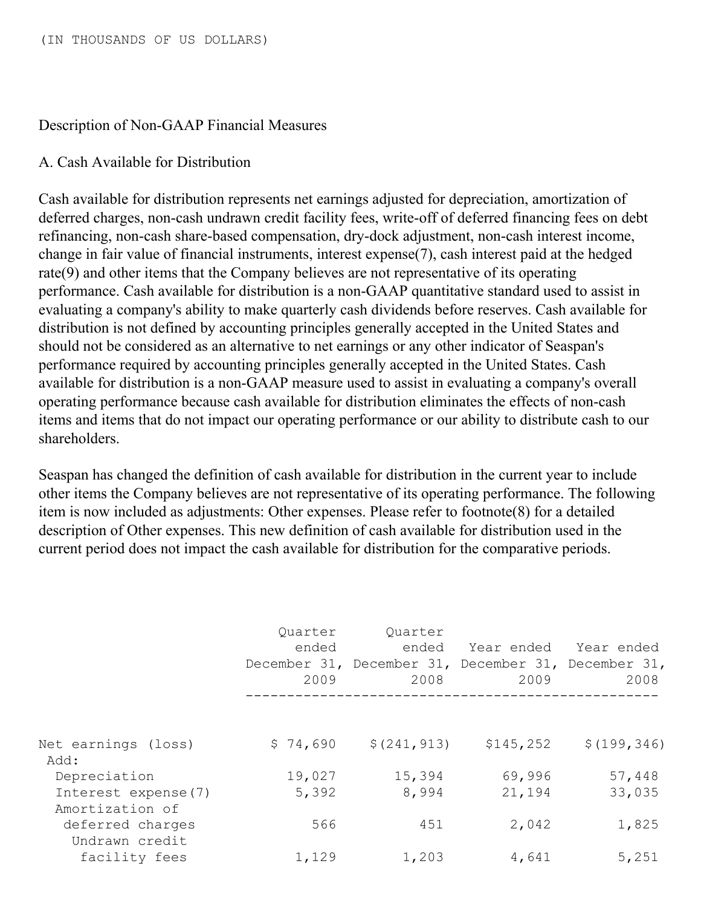(IN THOUSANDS OF US DOLLARS)

Description of Non-GAAP Financial Measures

A. Cash Available for Distribution

Cash available for distribution represents net earnings adjusted for depreciation, amortization of deferred charges, non-cash undrawn credit facility fees, write-off of deferred financing fees on debt refinancing, non-cash share-based compensation, dry-dock adjustment, non-cash interest income, change in fair value of financial instruments, interest expense(7), cash interest paid at the hedged rate(9) and other items that the Company believes are not representative of its operating performance. Cash available for distribution is a non-GAAP quantitative standard used to assist in evaluating a company's ability to make quarterly cash dividends before reserves. Cash available for distribution is not defined by accounting principles generally accepted in the United States and should not be considered as an alternative to net earnings or any other indicator of Seaspan's performance required by accounting principles generally accepted in the United States. Cash available for distribution is a non-GAAP measure used to assist in evaluating a company's overall operating performance because cash available for distribution eliminates the effects of non-cash items and items that do not impact our operating performance or our ability to distribute cash to our shareholders.

Seaspan has changed the definition of cash available for distribution in the current year to include other items the Company believes are not representative of its operating performance. The following item is now included as adjustments: Other expenses. Please refer to footnote(8) for a detailed description of Other expenses. This new definition of cash available for distribution used in the current period does not impact the cash available for distribution for the comparative periods.

| | Quarter ended December 31, 2009 | Quarter ended December 31, 2008 | Year ended December 31, 2009 | Year ended December 31, 2008 |
|---|---|---|---|---|
| Net earnings (loss) | $ 74,690 | $(241,913) | $145,252 | $(199,346) |
| Add: | | | | |
| Depreciation | 19,027 | 15,394 | 69,996 | 57,448 |
| Interest expense(7) | 5,392 | 8,994 | 21,194 | 33,035 |
| Amortization of deferred charges | 566 | 451 | 2,042 | 1,825 |
| Undrawn credit facility fees | 1,129 | 1,203 | 4,641 | 5,251 |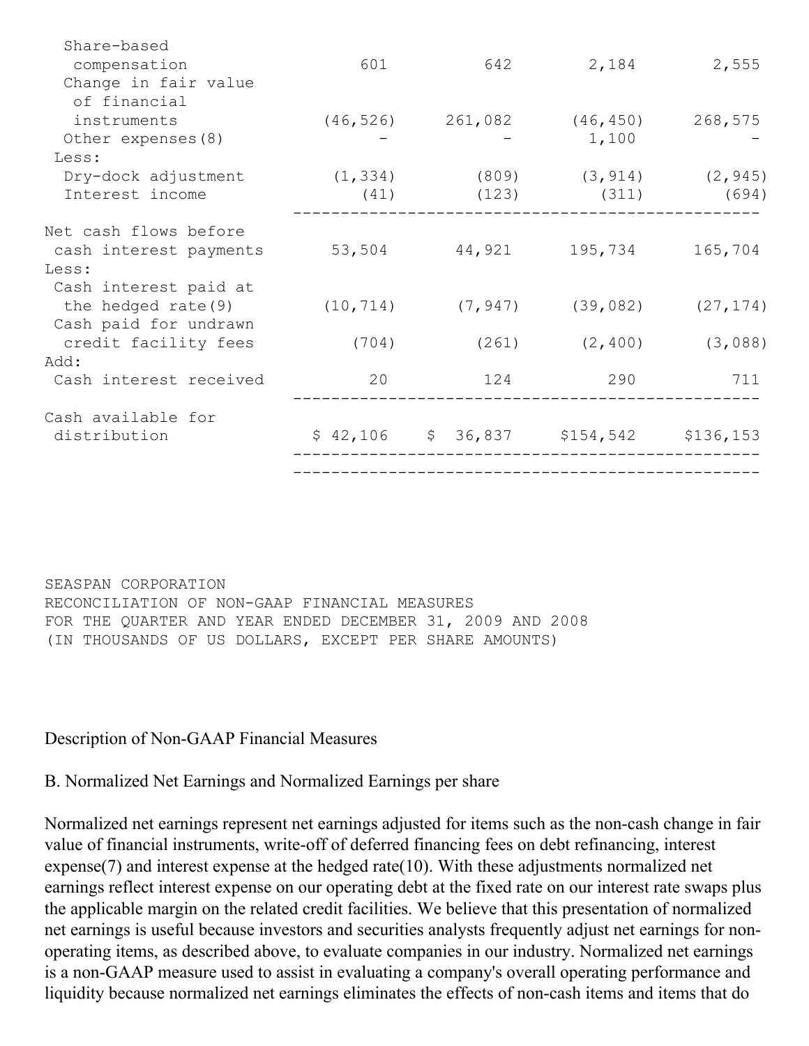| | | | | |
|---|---|---|---|---|
| Share-based compensation | 601 | 642 | 2,184 | 2,555 |
| Change in fair value of financial instruments | (46,526) | 261,082 | (46,450) | 268,575 |
| Other expenses(8) | - | - | 1,100 | - |
| Less: | | | | |
| Dry-dock adjustment | (1,334) | (809) | (3,914) | (2,945) |
| Interest income | (41) | (123) | (311) | (694) |
| Net cash flows before cash interest payments | 53,504 | 44,921 | 195,734 | 165,704 |
| Less: | | | | |
| Cash interest paid at the hedged rate(9) | (10,714) | (7,947) | (39,082) | (27,174) |
| Cash paid for undrawn credit facility fees | (704) | (261) | (2,400) | (3,088) |
| Add: | | | | |
| Cash interest received | 20 | 124 | 290 | 711 |
| Cash available for distribution | $ 42,106 | $ 36,837 | $154,542 | $136,153 |

SEASPAN CORPORATION
RECONCILIATION OF NON-GAAP FINANCIAL MEASURES
FOR THE QUARTER AND YEAR ENDED DECEMBER 31, 2009 AND 2008
(IN THOUSANDS OF US DOLLARS, EXCEPT PER SHARE AMOUNTS)

Description of Non-GAAP Financial Measures

B. Normalized Net Earnings and Normalized Earnings per share

Normalized net earnings represent net earnings adjusted for items such as the non-cash change in fair value of financial instruments, write-off of deferred financing fees on debt refinancing, interest expense(7) and interest expense at the hedged rate(10). With these adjustments normalized net earnings reflect interest expense on our operating debt at the fixed rate on our interest rate swaps plus the applicable margin on the related credit facilities. We believe that this presentation of normalized net earnings is useful because investors and securities analysts frequently adjust net earnings for non-operating items, as described above, to evaluate companies in our industry. Normalized net earnings is a non-GAAP measure used to assist in evaluating a company's overall operating performance and liquidity because normalized net earnings eliminates the effects of non-cash items and items that do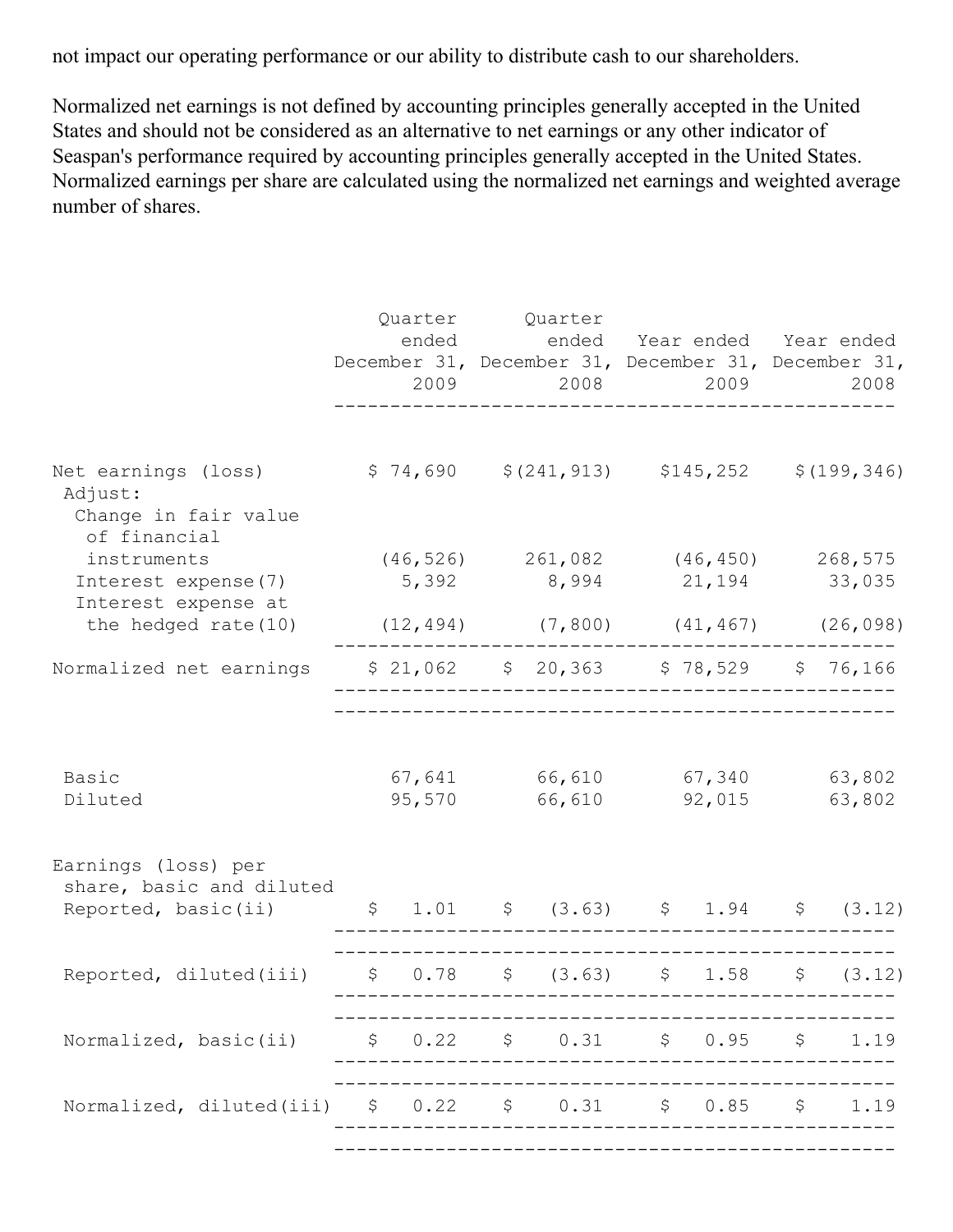not impact our operating performance or our ability to distribute cash to our shareholders.

Normalized net earnings is not defined by accounting principles generally accepted in the United States and should not be considered as an alternative to net earnings or any other indicator of Seaspan's performance required by accounting principles generally accepted in the United States. Normalized earnings per share are calculated using the normalized net earnings and weighted average number of shares.

| | Quarter ended December 31, 2009 | Quarter ended December 31, 2008 | Year ended December 31, 2009 | Year ended December 31, 2008 |
|---|---|---|---|---|
| Net earnings (loss) | $ 74,690 | $(241,913) | $145,252 | $(199,346) |
| Adjust: | | | | |
| Change in fair value of financial instruments | (46,526) | 261,082 | (46,450) | 268,575 |
| Interest expense(7) | 5,392 | 8,994 | 21,194 | 33,035 |
| Interest expense at the hedged rate(10) | (12,494) | (7,800) | (41,467) | (26,098) |
| Normalized net earnings | $ 21,062 | $ 20,363 | $ 78,529 | $ 76,166 |
| Basic | 67,641 | 66,610 | 67,340 | 63,802 |
| Diluted | 95,570 | 66,610 | 92,015 | 63,802 |
| Earnings (loss) per share, basic and diluted | | | | |
| Reported, basic(ii) | $ 1.01 | $ (3.63) | $ 1.94 | $ (3.12) |
| Reported, diluted(iii) | $ 0.78 | $ (3.63) | $ 1.58 | $ (3.12) |
| Normalized, basic(ii) | $ 0.22 | $ 0.31 | $ 0.95 | $ 1.19 |
| Normalized, diluted(iii) | $ 0.22 | $ 0.31 | $ 0.85 | $ 1.19 |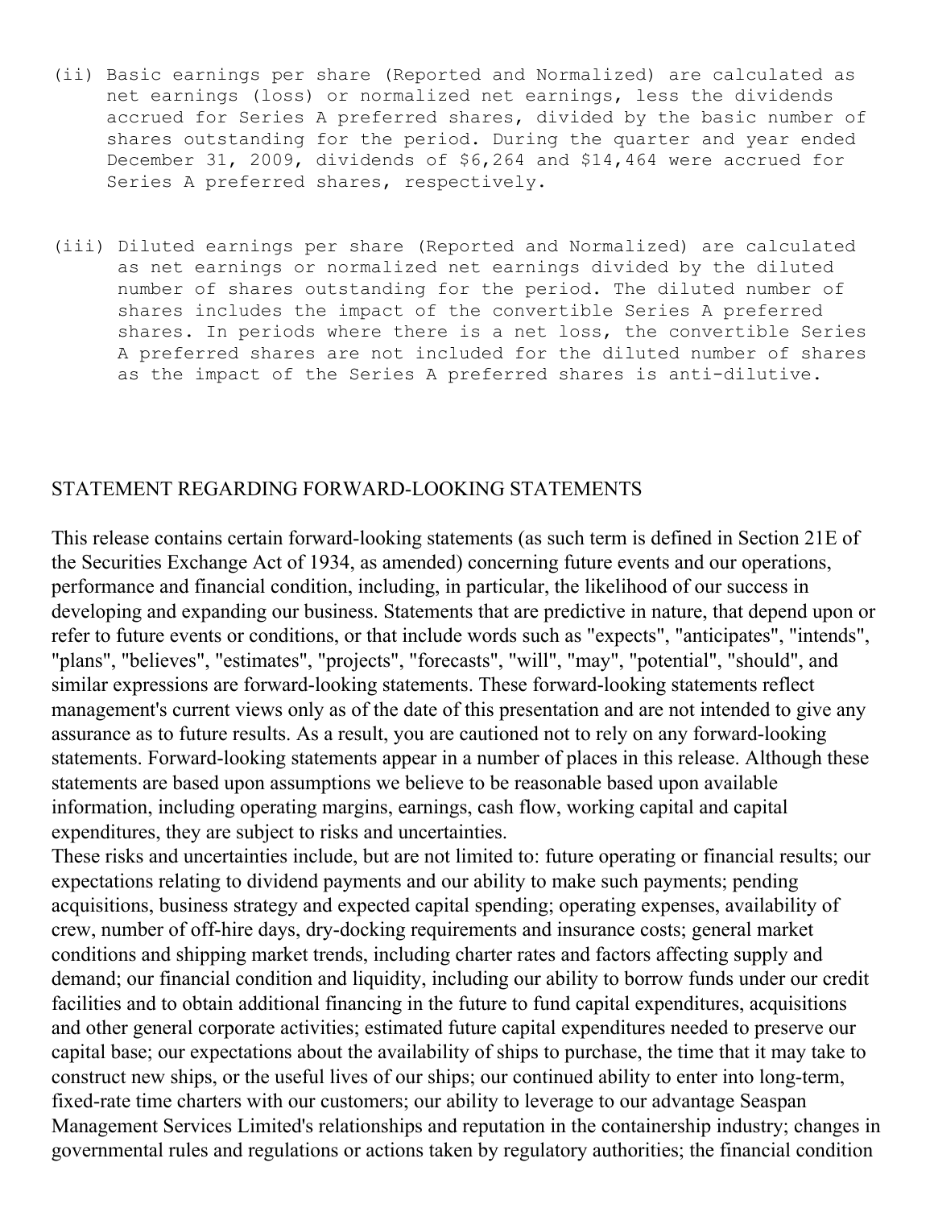(ii) Basic earnings per share (Reported and Normalized) are calculated as net earnings (loss) or normalized net earnings, less the dividends accrued for Series A preferred shares, divided by the basic number of shares outstanding for the period. During the quarter and year ended December 31, 2009, dividends of $6,264 and $14,464 were accrued for Series A preferred shares, respectively.

(iii) Diluted earnings per share (Reported and Normalized) are calculated as net earnings or normalized net earnings divided by the diluted number of shares outstanding for the period. The diluted number of shares includes the impact of the convertible Series A preferred shares. In periods where there is a net loss, the convertible Series A preferred shares are not included for the diluted number of shares as the impact of the Series A preferred shares is anti-dilutive.

STATEMENT REGARDING FORWARD-LOOKING STATEMENTS

This release contains certain forward-looking statements (as such term is defined in Section 21E of the Securities Exchange Act of 1934, as amended) concerning future events and our operations, performance and financial condition, including, in particular, the likelihood of our success in developing and expanding our business. Statements that are predictive in nature, that depend upon or refer to future events or conditions, or that include words such as "expects", "anticipates", "intends", "plans", "believes", "estimates", "projects", "forecasts", "will", "may", "potential", "should", and similar expressions are forward-looking statements. These forward-looking statements reflect management's current views only as of the date of this presentation and are not intended to give any assurance as to future results. As a result, you are cautioned not to rely on any forward-looking statements. Forward-looking statements appear in a number of places in this release. Although these statements are based upon assumptions we believe to be reasonable based upon available information, including operating margins, earnings, cash flow, working capital and capital expenditures, they are subject to risks and uncertainties.
These risks and uncertainties include, but are not limited to: future operating or financial results; our expectations relating to dividend payments and our ability to make such payments; pending acquisitions, business strategy and expected capital spending; operating expenses, availability of crew, number of off-hire days, dry-docking requirements and insurance costs; general market conditions and shipping market trends, including charter rates and factors affecting supply and demand; our financial condition and liquidity, including our ability to borrow funds under our credit facilities and to obtain additional financing in the future to fund capital expenditures, acquisitions and other general corporate activities; estimated future capital expenditures needed to preserve our capital base; our expectations about the availability of ships to purchase, the time that it may take to construct new ships, or the useful lives of our ships; our continued ability to enter into long-term, fixed-rate time charters with our customers; our ability to leverage to our advantage Seaspan Management Services Limited's relationships and reputation in the containership industry; changes in governmental rules and regulations or actions taken by regulatory authorities; the financial condition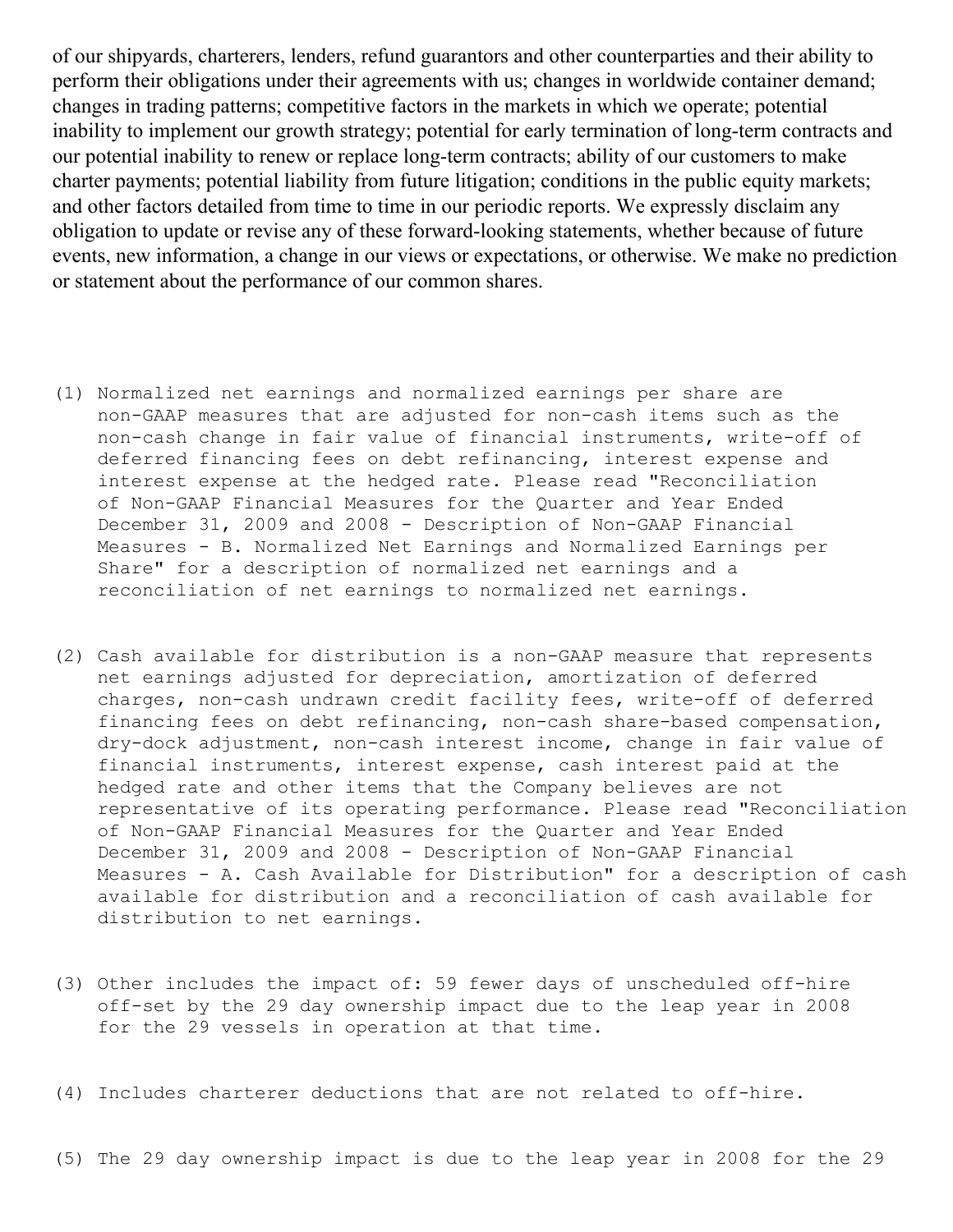of our shipyards, charterers, lenders, refund guarantors and other counterparties and their ability to perform their obligations under their agreements with us; changes in worldwide container demand; changes in trading patterns; competitive factors in the markets in which we operate; potential inability to implement our growth strategy; potential for early termination of long-term contracts and our potential inability to renew or replace long-term contracts; ability of our customers to make charter payments; potential liability from future litigation; conditions in the public equity markets; and other factors detailed from time to time in our periodic reports. We expressly disclaim any obligation to update or revise any of these forward-looking statements, whether because of future events, new information, a change in our views or expectations, or otherwise. We make no prediction or statement about the performance of our common shares.

(1) Normalized net earnings and normalized earnings per share are non-GAAP measures that are adjusted for non-cash items such as the non-cash change in fair value of financial instruments, write-off of deferred financing fees on debt refinancing, interest expense and interest expense at the hedged rate. Please read "Reconciliation of Non-GAAP Financial Measures for the Quarter and Year Ended December 31, 2009 and 2008 - Description of Non-GAAP Financial Measures - B. Normalized Net Earnings and Normalized Earnings per Share" for a description of normalized net earnings and a reconciliation of net earnings to normalized net earnings.

(2) Cash available for distribution is a non-GAAP measure that represents net earnings adjusted for depreciation, amortization of deferred charges, non-cash undrawn credit facility fees, write-off of deferred financing fees on debt refinancing, non-cash share-based compensation, dry-dock adjustment, non-cash interest income, change in fair value of financial instruments, interest expense, cash interest paid at the hedged rate and other items that the Company believes are not representative of its operating performance. Please read "Reconciliation of Non-GAAP Financial Measures for the Quarter and Year Ended December 31, 2009 and 2008 - Description of Non-GAAP Financial Measures - A. Cash Available for Distribution" for a description of cash available for distribution and a reconciliation of cash available for distribution to net earnings.

(3) Other includes the impact of: 59 fewer days of unscheduled off-hire off-set by the 29 day ownership impact due to the leap year in 2008 for the 29 vessels in operation at that time.

(4) Includes charterer deductions that are not related to off-hire.

(5) The 29 day ownership impact is due to the leap year in 2008 for the 29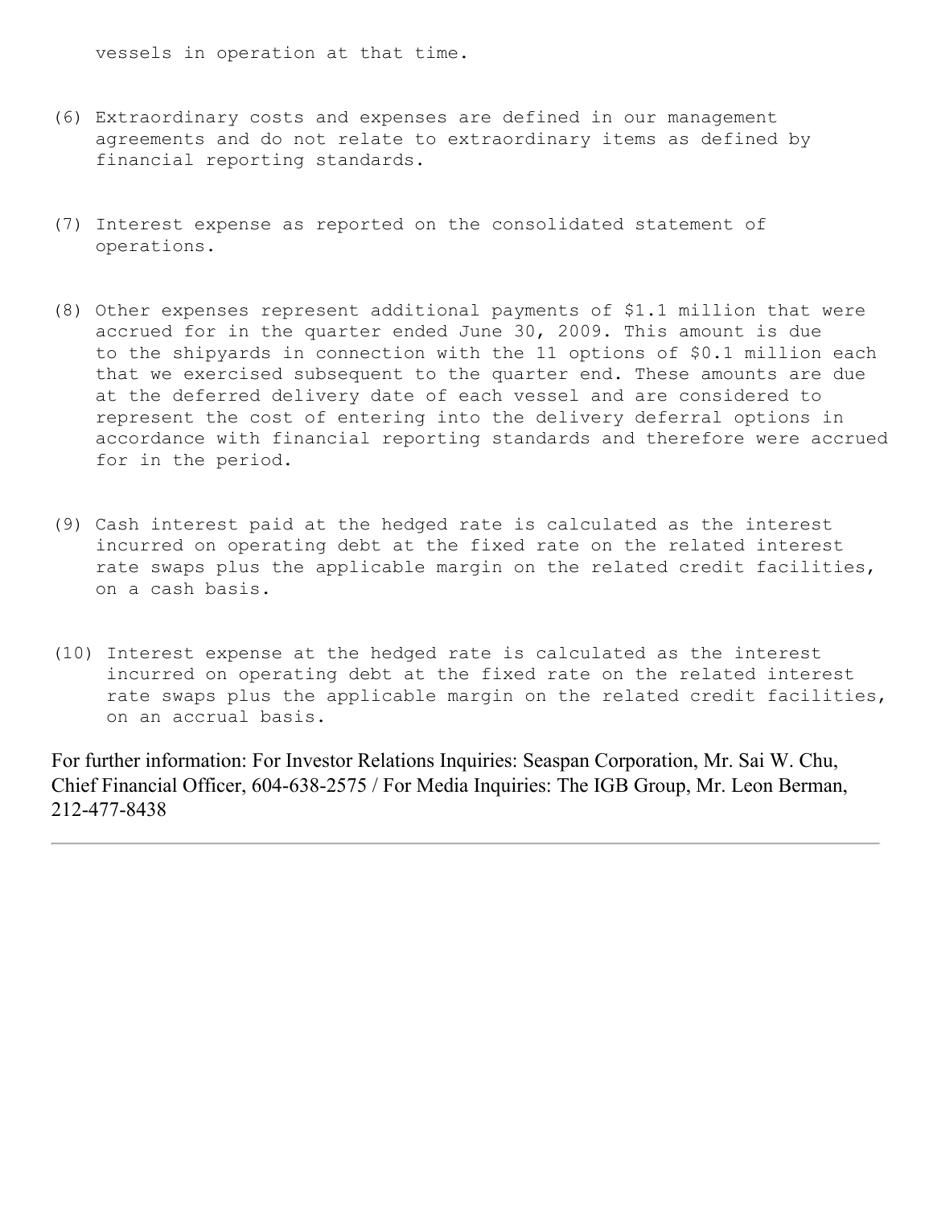vessels in operation at that time.

(6) Extraordinary costs and expenses are defined in our management agreements and do not relate to extraordinary items as defined by financial reporting standards.

(7) Interest expense as reported on the consolidated statement of operations.

(8) Other expenses represent additional payments of $1.1 million that were accrued for in the quarter ended June 30, 2009. This amount is due to the shipyards in connection with the 11 options of $0.1 million each that we exercised subsequent to the quarter end. These amounts are due at the deferred delivery date of each vessel and are considered to represent the cost of entering into the delivery deferral options in accordance with financial reporting standards and therefore were accrued for in the period.

(9) Cash interest paid at the hedged rate is calculated as the interest incurred on operating debt at the fixed rate on the related interest rate swaps plus the applicable margin on the related credit facilities, on a cash basis.

(10) Interest expense at the hedged rate is calculated as the interest incurred on operating debt at the fixed rate on the related interest rate swaps plus the applicable margin on the related credit facilities, on an accrual basis.

For further information: For Investor Relations Inquiries: Seaspan Corporation, Mr. Sai W. Chu, Chief Financial Officer, 604-638-2575 / For Media Inquiries: The IGB Group, Mr. Leon Berman, 212-477-8438